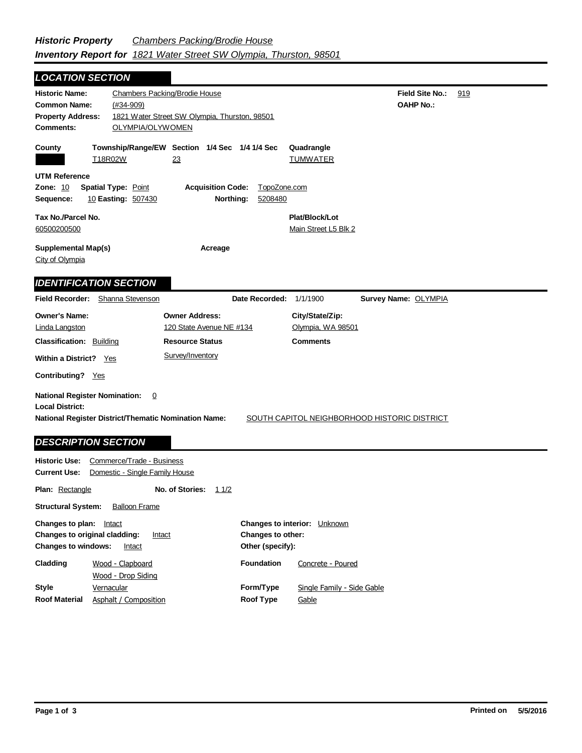# Historic Property Inventory Report for

*Chambers Packing/Brodie House*

*1821 Water Street SW Olympia, Thurston, 98501*

## LOCATION SECTION

**Historic Name:** Chambers Packing/Brodie House

**Common Name:** (#34-909)

**Property Address:** 1821 Water Street SW Olympia, Thurston, 98501

**Comments:** OLYMPIA/OLYWOMEN

**Field Site No.:** 919

**OAHP No.:**

| County | Township/Range/EW | Section | 1/4 Sec | 1/4 1/4 Sec | Quadrangle |
|---|---|---|---|---|---|
| | T18R02W | 23 | | | TUMWATER |

**UTM Reference**

**Zone:** 10 **Spatial Type:** Point **Acquisition Code:** TopoZone.com

**Sequence:** 10 **Easting:** 507430 **Northing:** 5208480

**Tax No./Parcel No.:** 60500200500

**Plat/Block/Lot:** Main Street L5 Blk 2

**Supplemental Map(s):** City of Olympia

**Acreage:**

## IDENTIFICATION SECTION

**Field Recorder:** Shanna Stevenson **Date Recorded:** 1/1/1900 **Survey Name:** OLYMPIA

| Owner's Name: | Owner Address: | City/State/Zip: |
|---|---|---|
| Linda Langston | 120 State Avenue NE #134 | Olympia, WA 98501 |

**Classification:** Building

**Resource Status:** Survey/Inventory

**Comments**

**Within a District?** Yes

**Contributing?** Yes

**National Register Nomination:** 0

**Local District:**

**National Register District/Thematic Nomination Name:** SOUTH CAPITOL NEIGHBORHOOD HISTORIC DISTRICT

## DESCRIPTION SECTION

**Historic Use:** Commerce/Trade - Business

**Current Use:** Domestic - Single Family House

**Plan:** Rectangle **No. of Stories:** 1 1/2

**Structural System:** Balloon Frame

**Changes to plan:** Intact

**Changes to original cladding:** Intact

**Changes to windows:** Intact

**Changes to interior:** Unknown

**Changes to other:**

**Other (specify):**

**Cladding:** Wood - Clapboard; Wood - Drop Siding

**Foundation:** Concrete - Poured

**Style:** Vernacular

**Form/Type:** Single Family - Side Gable

**Roof Material:** Asphalt / Composition

**Roof Type:** Gable

Printed on 5/5/2016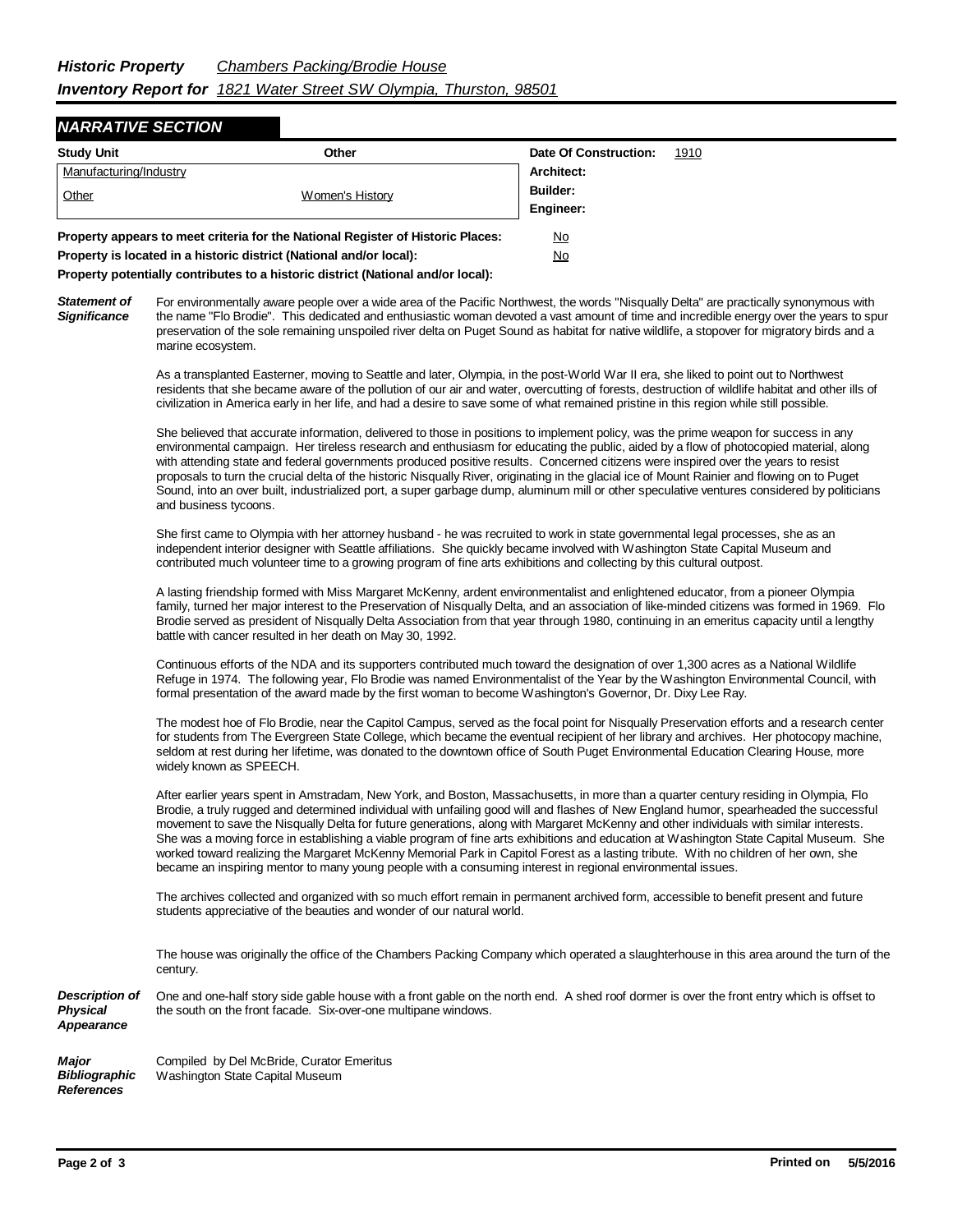***Historic Property*** *Chambers Packing/Brodie House*

***Inventory Report for*** *1821 Water Street SW Olympia, Thurston, 98501*

## *NARRATIVE SECTION*

| Study Unit | Other | | |
|---|---|---|---|
| Manufacturing/Industry | | **Date Of Construction:** | 1910 |
| Other | Women's History | **Architect:** | |
| | | **Builder:** | |
| | | **Engineer:** | |

**Property appears to meet criteria for the National Register of Historic Places:** No

**Property is located in a historic district (National and/or local):** No

**Property potentially contributes to a historic district (National and/or local):**

***Statement of Significance***

For environmentally aware people over a wide area of the Pacific Northwest, the words "Nisqually Delta" are practically synonymous with the name "Flo Brodie". This dedicated and enthusiastic woman devoted a vast amount of time and incredible energy over the years to spur preservation of the sole remaining unspoiled river delta on Puget Sound as habitat for native wildlife, a stopover for migratory birds and a marine ecosystem.

As a transplanted Easterner, moving to Seattle and later, Olympia, in the post-World War II era, she liked to point out to Northwest residents that she became aware of the pollution of our air and water, overcutting of forests, destruction of wildlife habitat and other ills of civilization in America early in her life, and had a desire to save some of what remained pristine in this region while still possible.

She believed that accurate information, delivered to those in positions to implement policy, was the prime weapon for success in any environmental campaign. Her tireless research and enthusiasm for educating the public, aided by a flow of photocopied material, along with attending state and federal governments produced positive results. Concerned citizens were inspired over the years to resist proposals to turn the crucial delta of the historic Nisqually River, originating in the glacial ice of Mount Rainier and flowing on to Puget Sound, into an over built, industrialized port, a super garbage dump, aluminum mill or other speculative ventures considered by politicians and business tycoons.

She first came to Olympia with her attorney husband - he was recruited to work in state governmental legal processes, she as an independent interior designer with Seattle affiliations. She quickly became involved with Washington State Capital Museum and contributed much volunteer time to a growing program of fine arts exhibitions and collecting by this cultural outpost.

A lasting friendship formed with Miss Margaret McKenny, ardent environmentalist and enlightened educator, from a pioneer Olympia family, turned her major interest to the Preservation of Nisqually Delta, and an association of like-minded citizens was formed in 1969. Flo Brodie served as president of Nisqually Delta Association from that year through 1980, continuing in an emeritus capacity until a lengthy battle with cancer resulted in her death on May 30, 1992.

Continuous efforts of the NDA and its supporters contributed much toward the designation of over 1,300 acres as a National Wildlife Refuge in 1974. The following year, Flo Brodie was named Environmentalist of the Year by the Washington Environmental Council, with formal presentation of the award made by the first woman to become Washington's Governor, Dr. Dixy Lee Ray.

The modest hoe of Flo Brodie, near the Capitol Campus, served as the focal point for Nisqually Preservation efforts and a research center for students from The Evergreen State College, which became the eventual recipient of her library and archives. Her photocopy machine, seldom at rest during her lifetime, was donated to the downtown office of South Puget Environmental Education Clearing House, more widely known as SPEECH.

After earlier years spent in Amstradam, New York, and Boston, Massachusetts, in more than a quarter century residing in Olympia, Flo Brodie, a truly rugged and determined individual with unfailing good will and flashes of New England humor, spearheaded the successful movement to save the Nisqually Delta for future generations, along with Margaret McKenny and other individuals with similar interests. She was a moving force in establishing a viable program of fine arts exhibitions and education at Washington State Capital Museum. She worked toward realizing the Margaret McKenny Memorial Park in Capitol Forest as a lasting tribute. With no children of her own, she became an inspiring mentor to many young people with a consuming interest in regional environmental issues.

The archives collected and organized with so much effort remain in permanent archived form, accessible to benefit present and future students appreciative of the beauties and wonder of our natural world.

The house was originally the office of the Chambers Packing Company which operated a slaughterhouse in this area around the turn of the century.

***Description of Physical Appearance***

One and one-half story side gable house with a front gable on the north end. A shed roof dormer is over the front entry which is offset to the south on the front facade. Six-over-one multipane windows.

***Major Bibliographic References***

Compiled by Del McBride, Curator Emeritus
Washington State Capital Museum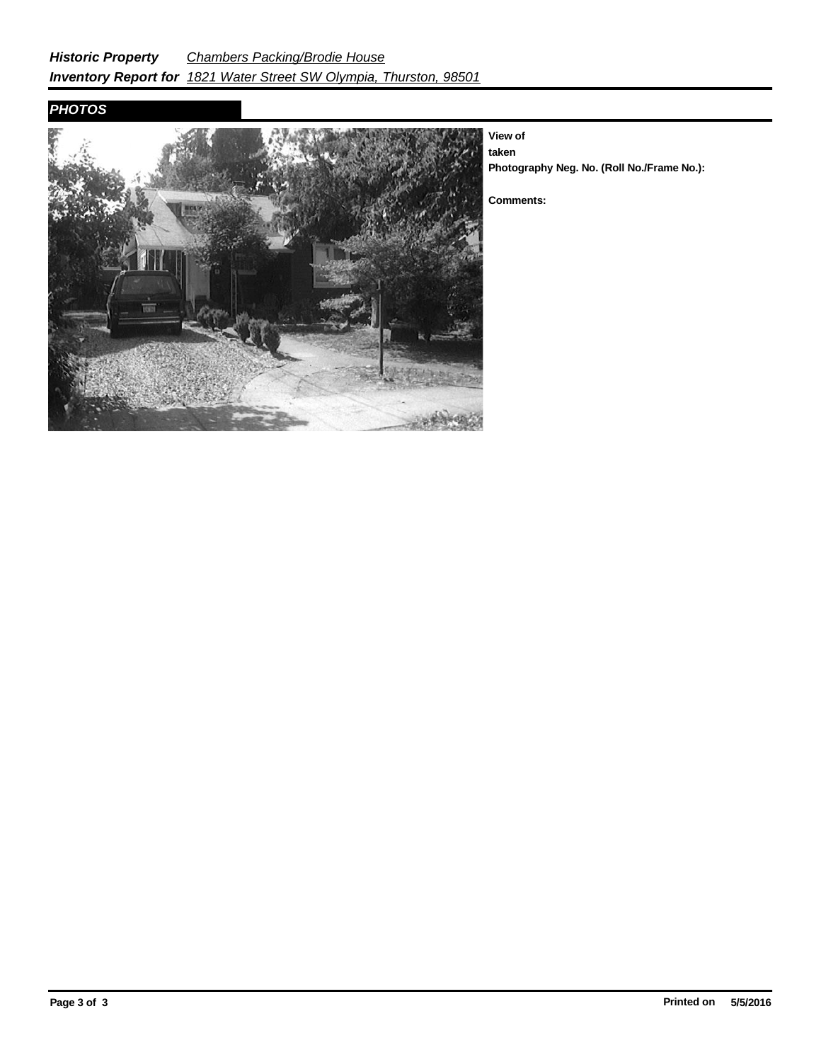***Historic Property Inventory Report for*** *Chambers Packing/Brodie House*
*1821 Water Street SW Olympia, Thurston, 98501*

## *PHOTOS*

**View of**
**taken**
**Photography Neg. No. (Roll No./Frame No.):**

**Comments:**